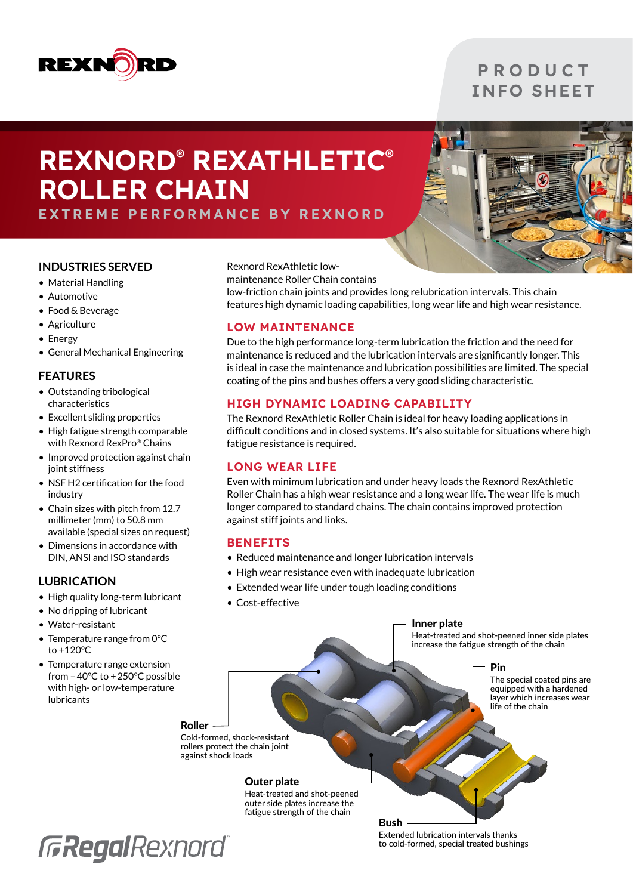# REXNORD® REXATHLETIC® ROLLER CHAIN

EXTREME PERFORMANCE BY REXNORD

PRODUCT INFO SHEET

## INDUSTRIES SERVED

- Material Handling
- Automotive
- Food & Beverage
- Agriculture
- Energy
- General Mechanical Engineering

## FEATURES

- Outstanding tribological characteristics
- Excellent sliding properties
- High fatigue strength comparable with Rexnord RexPro® Chains
- Improved protection against chain joint stiffness
- NSF H2 certification for the food industry
- Chain sizes with pitch from 12.7 millimeter (mm) to 50.8 mm available (special sizes on request)
- Dimensions in accordance with DIN, ANSI and ISO standards

## LUBRICATION

- High quality long-term lubricant
- No dripping of lubricant
- Water-resistant
- Temperature range from 0°C to +120°C
- Temperature range extension from – 40°C to + 250°C possible with high- or low-temperature lubricants

Rexnord RexAthletic low-maintenance Roller Chain contains low-friction chain joints and provides long relubrication intervals. This chain features high dynamic loading capabilities, long wear life and high wear resistance.

## LOW MAINTENANCE

Due to the high performance long-term lubrication the friction and the need for maintenance is reduced and the lubrication intervals are significantly longer. This is ideal in case the maintenance and lubrication possibilities are limited. The special coating of the pins and bushes offers a very good sliding characteristic.

## HIGH DYNAMIC LOADING CAPABILITY

The Rexnord RexAthletic Roller Chain is ideal for heavy loading applications in difficult conditions and in closed systems. It's also suitable for situations where high fatigue resistance is required.

## LONG WEAR LIFE

Even with minimum lubrication and under heavy loads the Rexnord RexAthletic Roller Chain has a high wear resistance and a long wear life. The wear life is much longer compared to standard chains. The chain contains improved protection against stiff joints and links.

## BENEFITS

- Reduced maintenance and longer lubrication intervals
- High wear resistance even with inadequate lubrication
- Extended wear life under tough loading conditions
- Cost-effective

**Inner plate**
Heat-treated and shot-peened inner side plates increase the fatigue strength of the chain

**Pin**
The special coated pins are equipped with a hardened layer which increases wear life of the chain

**Roller**
Cold-formed, shock-resistant rollers protect the chain joint against shock loads

**Outer plate**
Heat-treated and shot-peened outer side plates increase the fatigue strength of the chain

**Bush**
Extended lubrication intervals thanks to cold-formed, special treated bushings

RegalRexnord™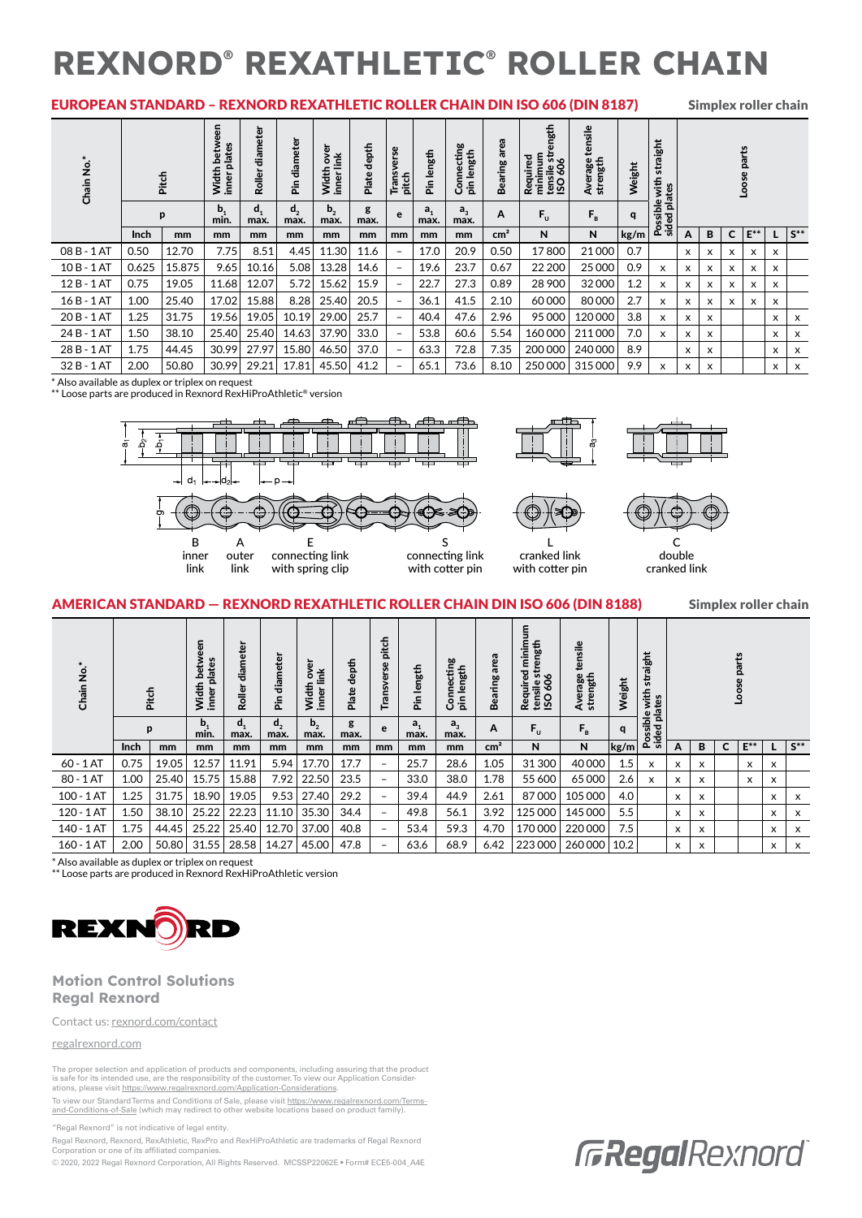# REXNORD® REXATHLETIC® ROLLER CHAIN

## EUROPEAN STANDARD – REXNORD REXATHLETIC ROLLER CHAIN DIN ISO 606 (DIN 8187)

Simplex roller chain

| Chain No.* | Pitch | | Width between inner plates | Roller diameter | Pin diameter | Width over inner link | Plate depth | Transverse pitch | Pin length | Connecting pin length | Bearing area | Required minimum tensile strength ISO 606 | Average tensile strength | Weight | Possible with straight sided plates | Loose parts | | | | | |
|---|---|---|---|---|---|---|---|---|---|---|---|---|---|---|---|---|---|---|---|---|---|
| | p | | $b_1$ min. | $d_1$ max. | $d_2$ max. | $b_2$ max. | g max. | e | $a_1$ max. | $a_3$ max. | A | $F_U$ | $F_B$ | q | | | | | | | |
| | Inch | mm | mm | mm | mm | mm | mm | mm | mm | mm | cm² | N | N | kg/m | | A | B | C | E** | L | S** |
| 08 B - 1 AT | 0.50 | 12.70 | 7.75 | 8.51 | 4.45 | 11.30 | 11.6 | – | 17.0 | 20.9 | 0.50 | 17 800 | 21 000 | 0.7 | | x | x | x | x | x | |
| 10 B - 1 AT | 0.625 | 15.875 | 9.65 | 10.16 | 5.08 | 13.28 | 14.6 | – | 19.6 | 23.7 | 0.67 | 22 200 | 25 000 | 0.9 | x | x | x | x | x | x | |
| 12 B - 1 AT | 0.75 | 19.05 | 11.68 | 12.07 | 5.72 | 15.62 | 15.9 | – | 22.7 | 27.3 | 0.89 | 28 900 | 32 000 | 1.2 | x | x | x | x | x | x | |
| 16 B - 1 AT | 1.00 | 25.40 | 17.02 | 15.88 | 8.28 | 25.40 | 20.5 | – | 36.1 | 41.5 | 2.10 | 60 000 | 80 000 | 2.7 | x | x | x | x | x | x | |
| 20 B - 1 AT | 1.25 | 31.75 | 19.56 | 19.05 | 10.19 | 29.00 | 25.7 | – | 40.4 | 47.6 | 2.96 | 95 000 | 120 000 | 3.8 | x | x | x | | | x | x |
| 24 B - 1 AT | 1.50 | 38.10 | 25.40 | 25.40 | 14.63 | 37.90 | 33.0 | – | 53.8 | 60.6 | 5.54 | 160 000 | 211 000 | 7.0 | x | x | x | | | x | x |
| 28 B - 1 AT | 1.75 | 44.45 | 30.99 | 27.97 | 15.80 | 46.50 | 37.0 | – | 63.3 | 72.8 | 7.35 | 200 000 | 240 000 | 8.9 | | x | x | | | x | x |
| 32 B - 1 AT | 2.00 | 50.80 | 30.99 | 29.21 | 17.81 | 45.50 | 41.2 | – | 65.1 | 73.6 | 8.10 | 250 000 | 315 000 | 9.9 | x | x | x | | | x | x |

\* Also available as duplex or triplex on request
\*\* Loose parts are produced in Rexnord RexHiProAthletic® version

B inner link | A outer link | E connecting link with spring clip | S connecting link with cotter pin | L cranked link with cotter pin | C double cranked link

## AMERICAN STANDARD — REXNORD REXATHLETIC ROLLER CHAIN DIN ISO 606 (DIN 8188)

Simplex roller chain

| Chain No.* | Pitch | | Width between inner plates | Roller diameter | Pin diameter | Width over inner link | Plate depth | Transverse pitch | Pin length | Connecting pin length | Bearing area | Required minimum tensile strength ISO 606 | Average tensile strength | Weight | Possible with straight sided plates | Loose parts | | | | | |
|---|---|---|---|---|---|---|---|---|---|---|---|---|---|---|---|---|---|---|---|---|---|
| | p | | $b_1$ min. | $d_1$ max. | $d_2$ max. | $b_2$ max. | g max. | e | $a_1$ max. | $a_3$ max. | A | $F_U$ | $F_B$ | q | | | | | | | |
| | Inch | mm | mm | mm | mm | mm | mm | mm | mm | mm | cm² | N | N | kg/m | | A | B | C | E** | L | S** |
| 60 - 1 AT | 0.75 | 19.05 | 12.57 | 11.91 | 5.94 | 17.70 | 17.7 | – | 25.7 | 28.6 | 1.05 | 31 300 | 40 000 | 1.5 | x | x | x | | x | x | |
| 80 - 1 AT | 1.00 | 25.40 | 15.75 | 15.88 | 7.92 | 22.50 | 23.5 | – | 33.0 | 38.0 | 1.78 | 55 600 | 65 000 | 2.6 | x | x | x | | x | x | |
| 100 - 1 AT | 1.25 | 31.75 | 18.90 | 19.05 | 9.53 | 27.40 | 29.2 | – | 39.4 | 44.9 | 2.61 | 87 000 | 105 000 | 4.0 | | x | x | | | x | x |
| 120 - 1 AT | 1.50 | 38.10 | 25.22 | 22.23 | 11.10 | 35.30 | 34.4 | – | 49.8 | 56.1 | 3.92 | 125 000 | 145 000 | 5.5 | | x | x | | | x | x |
| 140 - 1 AT | 1.75 | 44.45 | 25.22 | 25.40 | 12.70 | 37.00 | 40.8 | – | 53.4 | 59.3 | 4.70 | 170 000 | 220 000 | 7.5 | | x | x | | | x | x |
| 160 - 1 AT | 2.00 | 50.80 | 31.55 | 28.58 | 14.27 | 45.00 | 47.8 | – | 63.6 | 68.9 | 6.42 | 223 000 | 260 000 | 10.2 | | x | x | | | x | x |

\* Also available as duplex or triplex on request
\*\* Loose parts are produced in Rexnord RexHiProAthletic version

REXNORD

**Motion Control Solutions**
**Regal Rexnord**

Contact us: rexnord.com/contact

regalrexnord.com

The proper selection and application of products and components, including assuring that the product is safe for its intended use, are the responsibility of the customer. To view our Application Considerations, please visit https://www.regalrexnord.com/Application-Considerations.

To view our Standard Terms and Conditions of Sale, please visit https://www.regalrexnord.com/Terms-and-Conditions-of-Sale (which may redirect to other website locations based on product family).

"Regal Rexnord" is not indicative of legal entity.

Regal Rexnord, Rexnord, RexAthletic, RexPro and RexHiProAthletic are trademarks of Regal Rexnord Corporation or one of its affiliated companies.

© 2020, 2022 Regal Rexnord Corporation, All Rights Reserved. MCSSP22062E • Form# ECE5-004_A4E

RegalRexnord